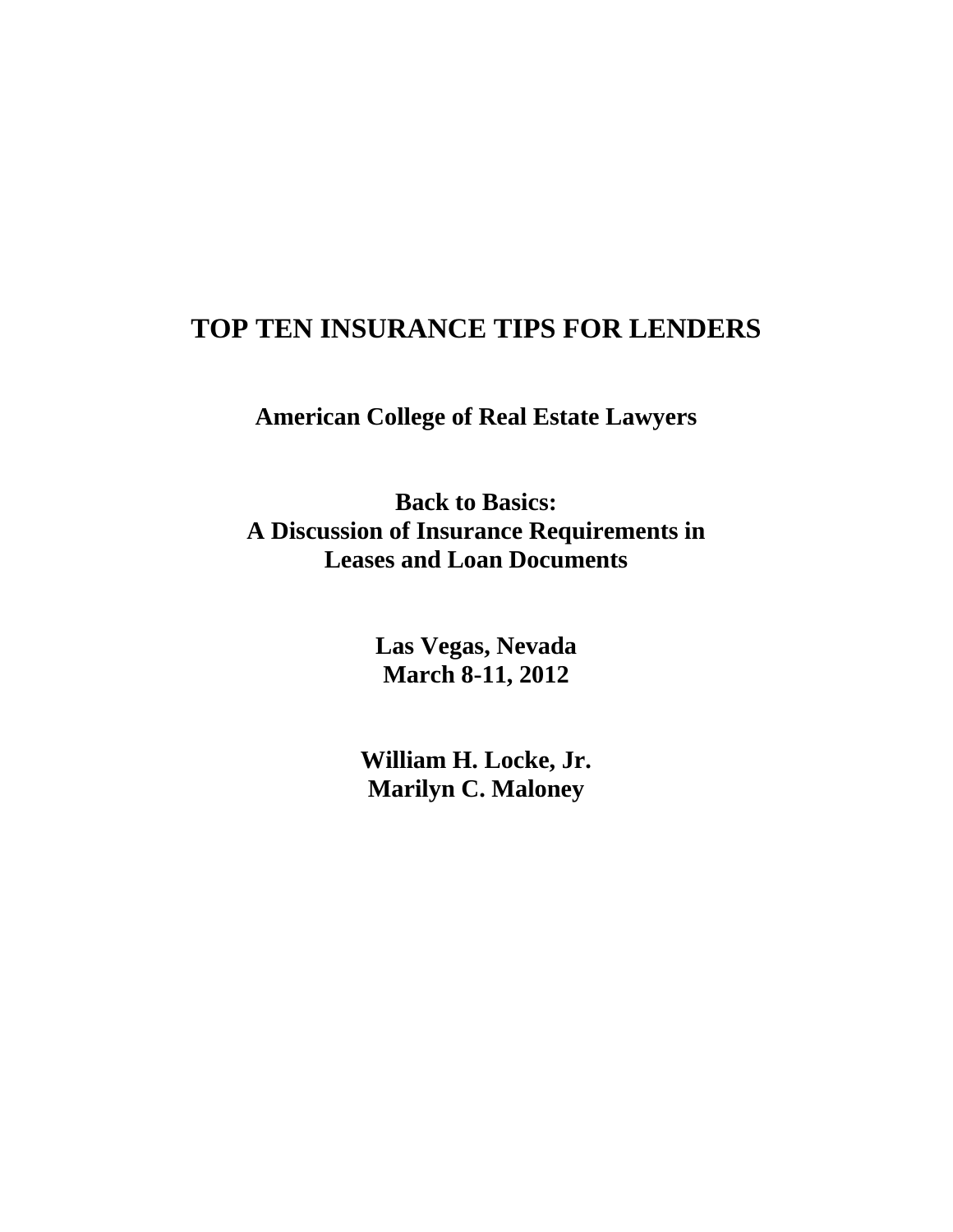# TOP TEN INSURANCE TIPS FOR LENDERS

**American College of Real Estate Lawyers**

**Back to Basics:**
**A Discussion of Insurance Requirements in Leases and Loan Documents**

**Las Vegas, Nevada**
**March 8-11, 2012**

**William H. Locke, Jr.**
**Marilyn C. Maloney**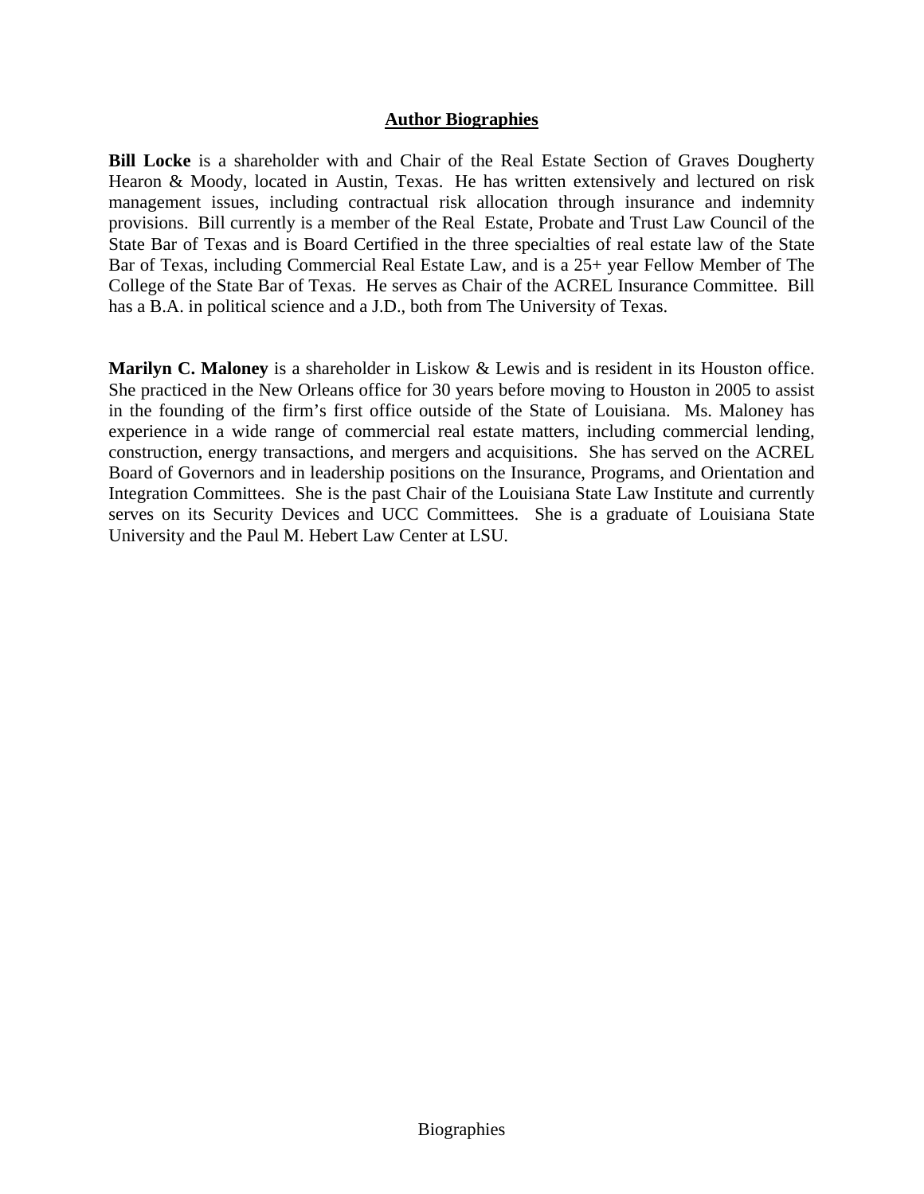## Author Biographies

**Bill Locke** is a shareholder with and Chair of the Real Estate Section of Graves Dougherty Hearon & Moody, located in Austin, Texas. He has written extensively and lectured on risk management issues, including contractual risk allocation through insurance and indemnity provisions. Bill currently is a member of the Real Estate, Probate and Trust Law Council of the State Bar of Texas and is Board Certified in the three specialties of real estate law of the State Bar of Texas, including Commercial Real Estate Law, and is a 25+ year Fellow Member of The College of the State Bar of Texas. He serves as Chair of the ACREL Insurance Committee. Bill has a B.A. in political science and a J.D., both from The University of Texas.

**Marilyn C. Maloney** is a shareholder in Liskow & Lewis and is resident in its Houston office. She practiced in the New Orleans office for 30 years before moving to Houston in 2005 to assist in the founding of the firm's first office outside of the State of Louisiana. Ms. Maloney has experience in a wide range of commercial real estate matters, including commercial lending, construction, energy transactions, and mergers and acquisitions. She has served on the ACREL Board of Governors and in leadership positions on the Insurance, Programs, and Orientation and Integration Committees. She is the past Chair of the Louisiana State Law Institute and currently serves on its Security Devices and UCC Committees. She is a graduate of Louisiana State University and the Paul M. Hebert Law Center at LSU.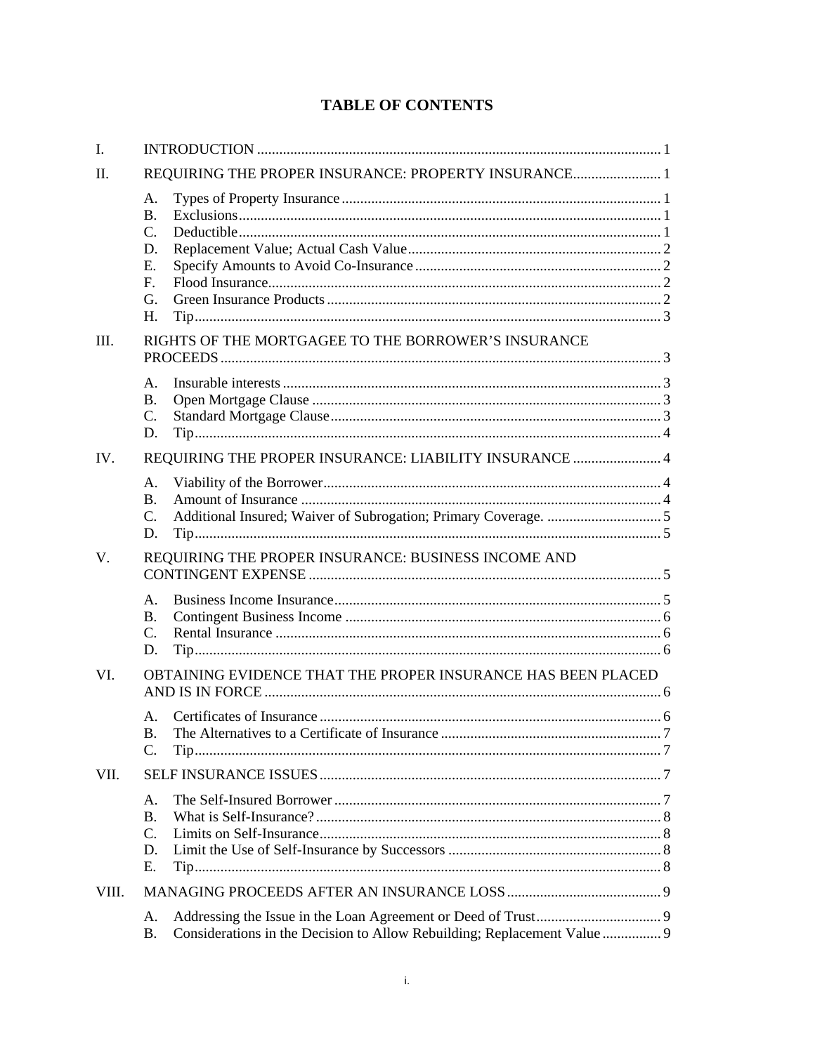# TABLE OF CONTENTS

I. INTRODUCTION ..... 1

II. REQUIRING THE PROPER INSURANCE: PROPERTY INSURANCE ..... 1

- A. Types of Property Insurance ..... 1
- B. Exclusions ..... 1
- C. Deductible ..... 1
- D. Replacement Value; Actual Cash Value ..... 2
- E. Specify Amounts to Avoid Co-Insurance ..... 2
- F. Flood Insurance ..... 2
- G. Green Insurance Products ..... 2
- H. Tip ..... 3

III. RIGHTS OF THE MORTGAGEE TO THE BORROWER'S INSURANCE PROCEEDS ..... 3

- A. Insurable interests ..... 3
- B. Open Mortgage Clause ..... 3
- C. Standard Mortgage Clause ..... 3
- D. Tip ..... 4

IV. REQUIRING THE PROPER INSURANCE: LIABILITY INSURANCE ..... 4

- A. Viability of the Borrower ..... 4
- B. Amount of Insurance ..... 4
- C. Additional Insured; Waiver of Subrogation; Primary Coverage. ..... 5
- D. Tip ..... 5

V. REQUIRING THE PROPER INSURANCE: BUSINESS INCOME AND CONTINGENT EXPENSE ..... 5

- A. Business Income Insurance ..... 5
- B. Contingent Business Income ..... 6
- C. Rental Insurance ..... 6
- D. Tip ..... 6

VI. OBTAINING EVIDENCE THAT THE PROPER INSURANCE HAS BEEN PLACED AND IS IN FORCE ..... 6

- A. Certificates of Insurance ..... 6
- B. The Alternatives to a Certificate of Insurance ..... 7
- C. Tip ..... 7

VII. SELF INSURANCE ISSUES ..... 7

- A. The Self-Insured Borrower ..... 7
- B. What is Self-Insurance? ..... 8
- C. Limits on Self-Insurance ..... 8
- D. Limit the Use of Self-Insurance by Successors ..... 8
- E. Tip ..... 8

VIII. MANAGING PROCEEDS AFTER AN INSURANCE LOSS ..... 9

- A. Addressing the Issue in the Loan Agreement or Deed of Trust ..... 9
- B. Considerations in the Decision to Allow Rebuilding; Replacement Value ..... 9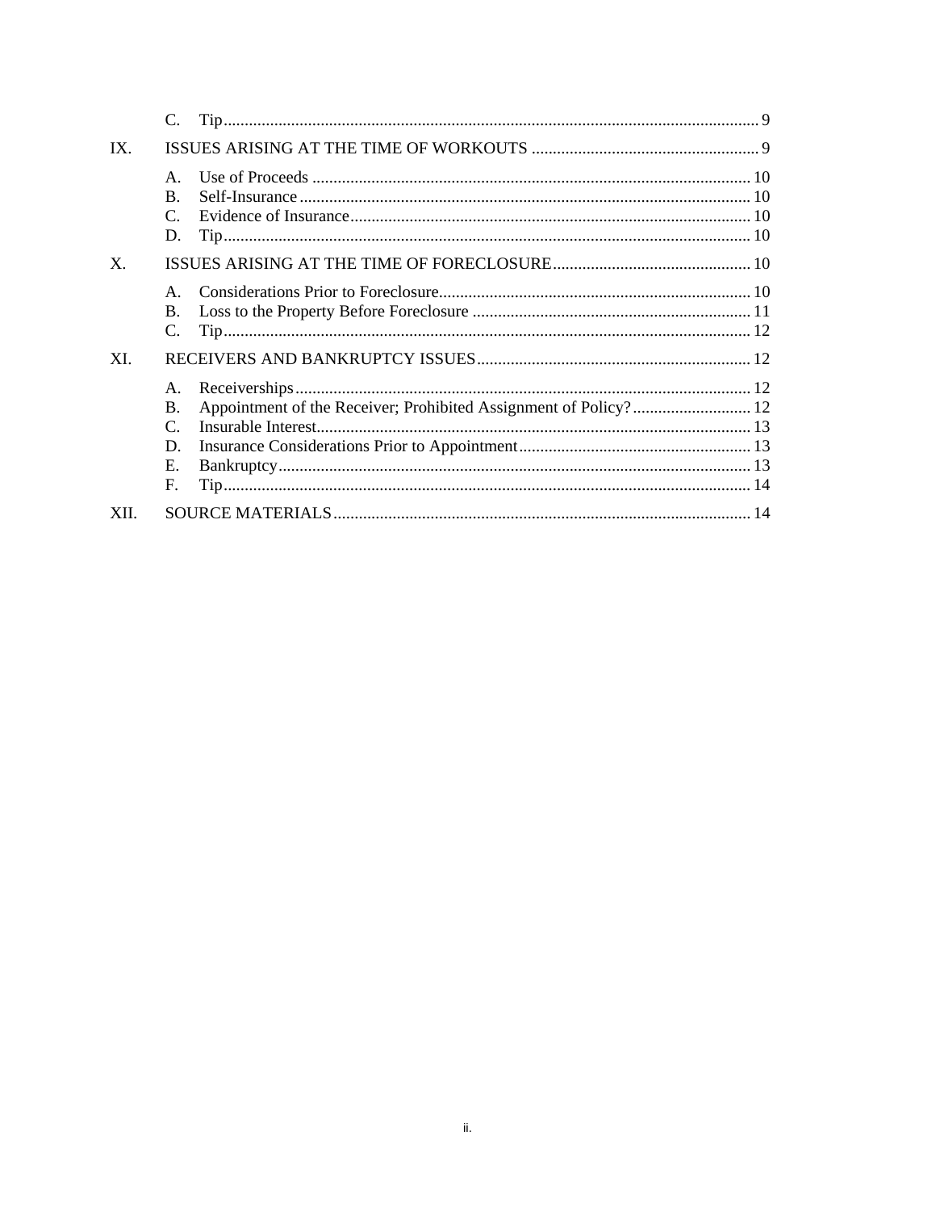C. Tip ... 9

IX. ISSUES ARISING AT THE TIME OF WORKOUTS ... 9

- A. Use of Proceeds ... 10
- B. Self-Insurance ... 10
- C. Evidence of Insurance ... 10
- D. Tip ... 10

X. ISSUES ARISING AT THE TIME OF FORECLOSURE ... 10

- A. Considerations Prior to Foreclosure ... 10
- B. Loss to the Property Before Foreclosure ... 11
- C. Tip ... 12

XI. RECEIVERS AND BANKRUPTCY ISSUES ... 12

- A. Receiverships ... 12
- B. Appointment of the Receiver; Prohibited Assignment of Policy? ... 12
- C. Insurable Interest ... 13
- D. Insurance Considerations Prior to Appointment ... 13
- E. Bankruptcy ... 13
- F. Tip ... 14

XII. SOURCE MATERIALS ... 14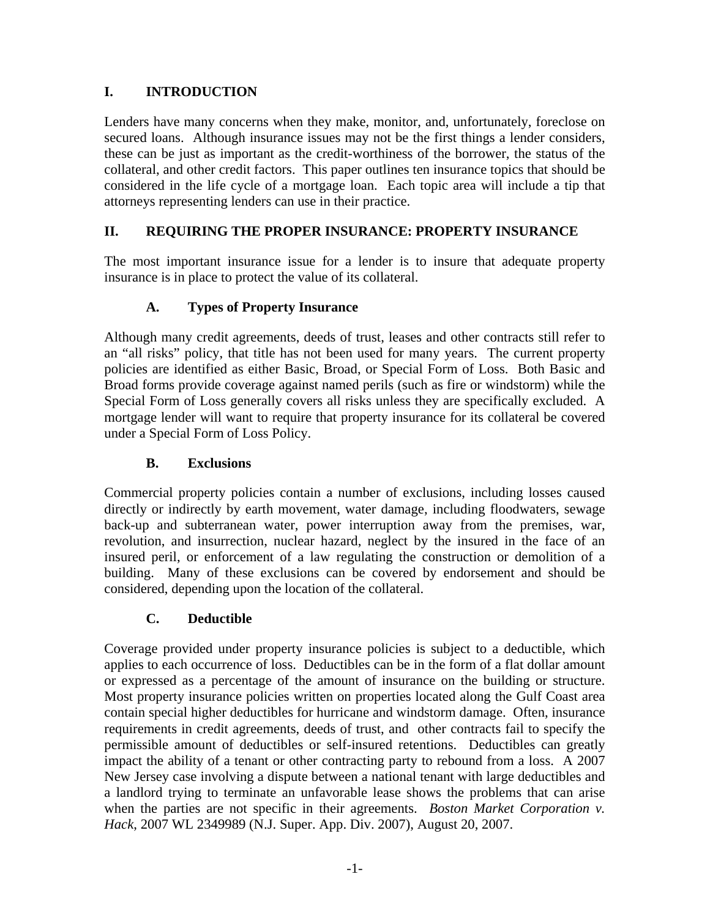## I. INTRODUCTION

Lenders have many concerns when they make, monitor, and, unfortunately, foreclose on secured loans. Although insurance issues may not be the first things a lender considers, these can be just as important as the credit-worthiness of the borrower, the status of the collateral, and other credit factors. This paper outlines ten insurance topics that should be considered in the life cycle of a mortgage loan. Each topic area will include a tip that attorneys representing lenders can use in their practice.

## II. REQUIRING THE PROPER INSURANCE: PROPERTY INSURANCE

The most important insurance issue for a lender is to insure that adequate property insurance is in place to protect the value of its collateral.

### A. Types of Property Insurance

Although many credit agreements, deeds of trust, leases and other contracts still refer to an "all risks" policy, that title has not been used for many years. The current property policies are identified as either Basic, Broad, or Special Form of Loss. Both Basic and Broad forms provide coverage against named perils (such as fire or windstorm) while the Special Form of Loss generally covers all risks unless they are specifically excluded. A mortgage lender will want to require that property insurance for its collateral be covered under a Special Form of Loss Policy.

### B. Exclusions

Commercial property policies contain a number of exclusions, including losses caused directly or indirectly by earth movement, water damage, including floodwaters, sewage back-up and subterranean water, power interruption away from the premises, war, revolution, and insurrection, nuclear hazard, neglect by the insured in the face of an insured peril, or enforcement of a law regulating the construction or demolition of a building. Many of these exclusions can be covered by endorsement and should be considered, depending upon the location of the collateral.

### C. Deductible

Coverage provided under property insurance policies is subject to a deductible, which applies to each occurrence of loss. Deductibles can be in the form of a flat dollar amount or expressed as a percentage of the amount of insurance on the building or structure. Most property insurance policies written on properties located along the Gulf Coast area contain special higher deductibles for hurricane and windstorm damage. Often, insurance requirements in credit agreements, deeds of trust, and other contracts fail to specify the permissible amount of deductibles or self-insured retentions. Deductibles can greatly impact the ability of a tenant or other contracting party to rebound from a loss. A 2007 New Jersey case involving a dispute between a national tenant with large deductibles and a landlord trying to terminate an unfavorable lease shows the problems that can arise when the parties are not specific in their agreements. *Boston Market Corporation v. Hack*, 2007 WL 2349989 (N.J. Super. App. Div. 2007), August 20, 2007.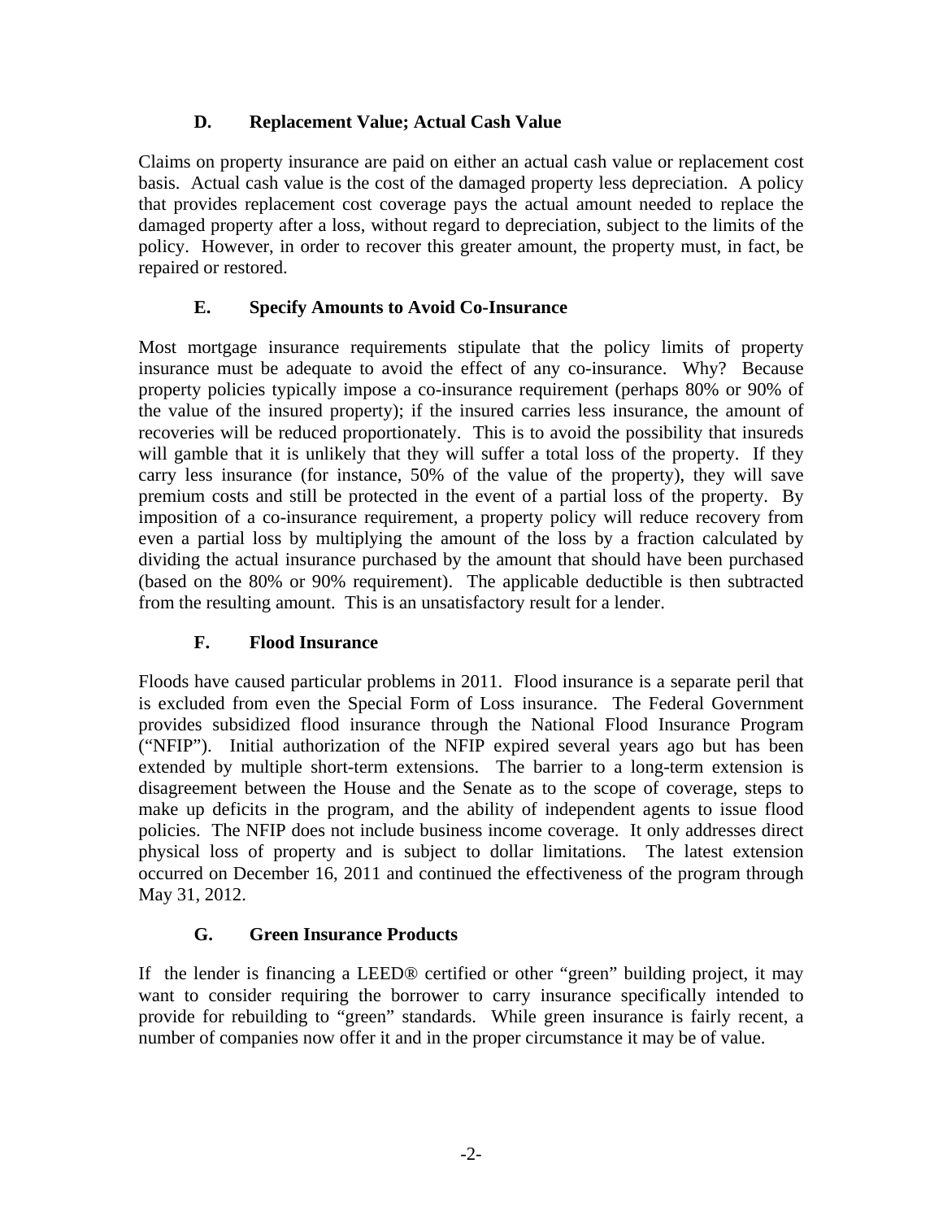### D. Replacement Value; Actual Cash Value

Claims on property insurance are paid on either an actual cash value or replacement cost basis. Actual cash value is the cost of the damaged property less depreciation. A policy that provides replacement cost coverage pays the actual amount needed to replace the damaged property after a loss, without regard to depreciation, subject to the limits of the policy. However, in order to recover this greater amount, the property must, in fact, be repaired or restored.

### E. Specify Amounts to Avoid Co-Insurance

Most mortgage insurance requirements stipulate that the policy limits of property insurance must be adequate to avoid the effect of any co-insurance. Why? Because property policies typically impose a co-insurance requirement (perhaps 80% or 90% of the value of the insured property); if the insured carries less insurance, the amount of recoveries will be reduced proportionately. This is to avoid the possibility that insureds will gamble that it is unlikely that they will suffer a total loss of the property. If they carry less insurance (for instance, 50% of the value of the property), they will save premium costs and still be protected in the event of a partial loss of the property. By imposition of a co-insurance requirement, a property policy will reduce recovery from even a partial loss by multiplying the amount of the loss by a fraction calculated by dividing the actual insurance purchased by the amount that should have been purchased (based on the 80% or 90% requirement). The applicable deductible is then subtracted from the resulting amount. This is an unsatisfactory result for a lender.

### F. Flood Insurance

Floods have caused particular problems in 2011. Flood insurance is a separate peril that is excluded from even the Special Form of Loss insurance. The Federal Government provides subsidized flood insurance through the National Flood Insurance Program ("NFIP"). Initial authorization of the NFIP expired several years ago but has been extended by multiple short-term extensions. The barrier to a long-term extension is disagreement between the House and the Senate as to the scope of coverage, steps to make up deficits in the program, and the ability of independent agents to issue flood policies. The NFIP does not include business income coverage. It only addresses direct physical loss of property and is subject to dollar limitations. The latest extension occurred on December 16, 2011 and continued the effectiveness of the program through May 31, 2012.

### G. Green Insurance Products

If the lender is financing a LEED® certified or other "green" building project, it may want to consider requiring the borrower to carry insurance specifically intended to provide for rebuilding to "green" standards. While green insurance is fairly recent, a number of companies now offer it and in the proper circumstance it may be of value.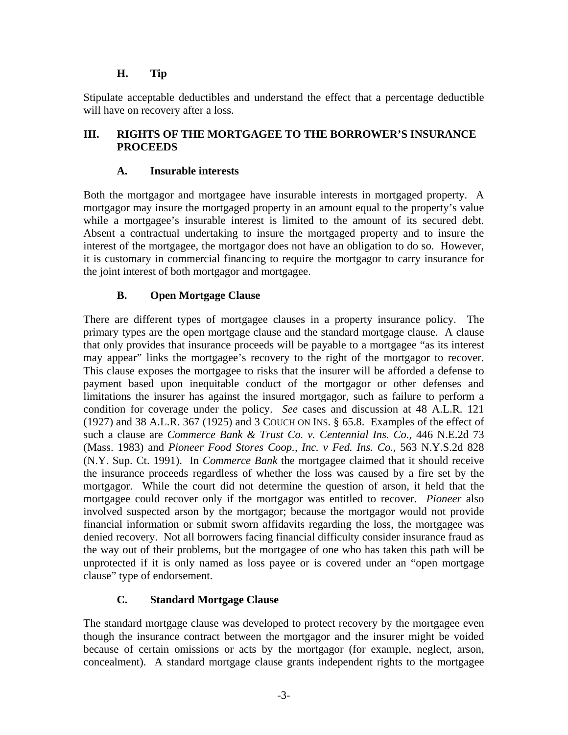### H. Tip

Stipulate acceptable deductibles and understand the effect that a percentage deductible will have on recovery after a loss.

## III. RIGHTS OF THE MORTGAGEE TO THE BORROWER'S INSURANCE PROCEEDS

### A. Insurable interests

Both the mortgagor and mortgagee have insurable interests in mortgaged property. A mortgagor may insure the mortgaged property in an amount equal to the property's value while a mortgagee's insurable interest is limited to the amount of its secured debt. Absent a contractual undertaking to insure the mortgaged property and to insure the interest of the mortgagee, the mortgagor does not have an obligation to do so. However, it is customary in commercial financing to require the mortgagor to carry insurance for the joint interest of both mortgagor and mortgagee.

### B. Open Mortgage Clause

There are different types of mortgagee clauses in a property insurance policy. The primary types are the open mortgage clause and the standard mortgage clause. A clause that only provides that insurance proceeds will be payable to a mortgagee "as its interest may appear" links the mortgagee's recovery to the right of the mortgagor to recover. This clause exposes the mortgagee to risks that the insurer will be afforded a defense to payment based upon inequitable conduct of the mortgagor or other defenses and limitations the insurer has against the insured mortgagor, such as failure to perform a condition for coverage under the policy. *See* cases and discussion at 48 A.L.R. 121 (1927) and 38 A.L.R. 367 (1925) and 3 COUCH ON INS. § 65.8. Examples of the effect of such a clause are *Commerce Bank & Trust Co. v. Centennial Ins. Co.*, 446 N.E.2d 73 (Mass. 1983) and *Pioneer Food Stores Coop., Inc. v Fed. Ins. Co.*, 563 N.Y.S.2d 828 (N.Y. Sup. Ct. 1991). In *Commerce Bank* the mortgagee claimed that it should receive the insurance proceeds regardless of whether the loss was caused by a fire set by the mortgagor. While the court did not determine the question of arson, it held that the mortgagee could recover only if the mortgagor was entitled to recover. *Pioneer* also involved suspected arson by the mortgagor; because the mortgagor would not provide financial information or submit sworn affidavits regarding the loss, the mortgagee was denied recovery. Not all borrowers facing financial difficulty consider insurance fraud as the way out of their problems, but the mortgagee of one who has taken this path will be unprotected if it is only named as loss payee or is covered under an "open mortgage clause" type of endorsement.

### C. Standard Mortgage Clause

The standard mortgage clause was developed to protect recovery by the mortgagee even though the insurance contract between the mortgagor and the insurer might be voided because of certain omissions or acts by the mortgagor (for example, neglect, arson, concealment). A standard mortgage clause grants independent rights to the mortgagee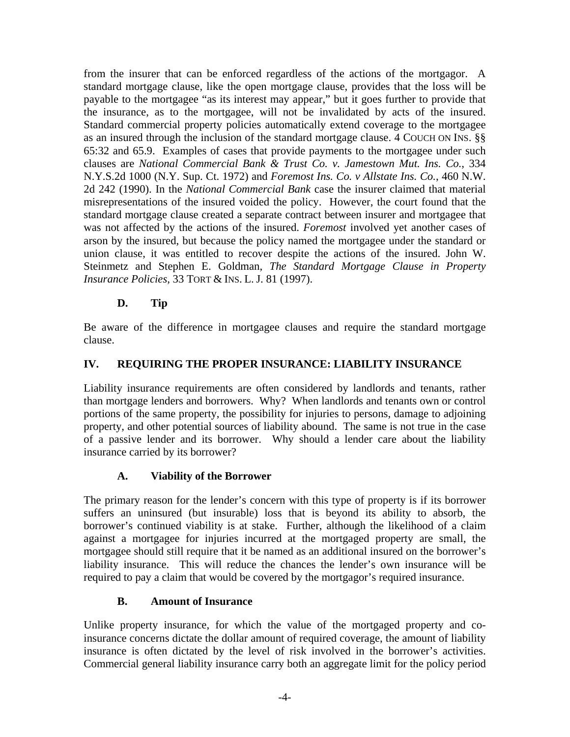from the insurer that can be enforced regardless of the actions of the mortgagor. A standard mortgage clause, like the open mortgage clause, provides that the loss will be payable to the mortgagee "as its interest may appear," but it goes further to provide that the insurance, as to the mortgagee, will not be invalidated by acts of the insured. Standard commercial property policies automatically extend coverage to the mortgagee as an insured through the inclusion of the standard mortgage clause. 4 COUCH ON INS. §§ 65:32 and 65.9. Examples of cases that provide payments to the mortgagee under such clauses are *National Commercial Bank & Trust Co. v. Jamestown Mut. Ins. Co.*, 334 N.Y.S.2d 1000 (N.Y. Sup. Ct. 1972) and *Foremost Ins. Co. v Allstate Ins. Co.*, 460 N.W. 2d 242 (1990). In the *National Commercial Bank* case the insurer claimed that material misrepresentations of the insured voided the policy. However, the court found that the standard mortgage clause created a separate contract between insurer and mortgagee that was not affected by the actions of the insured. *Foremost* involved yet another cases of arson by the insured, but because the policy named the mortgagee under the standard or union clause, it was entitled to recover despite the actions of the insured. John W. Steinmetz and Stephen E. Goldman, *The Standard Mortgage Clause in Property Insurance Policies*, 33 TORT & INS. L. J. 81 (1997).

### D. Tip

Be aware of the difference in mortgagee clauses and require the standard mortgage clause.

## IV. REQUIRING THE PROPER INSURANCE: LIABILITY INSURANCE

Liability insurance requirements are often considered by landlords and tenants, rather than mortgage lenders and borrowers. Why? When landlords and tenants own or control portions of the same property, the possibility for injuries to persons, damage to adjoining property, and other potential sources of liability abound. The same is not true in the case of a passive lender and its borrower. Why should a lender care about the liability insurance carried by its borrower?

### A. Viability of the Borrower

The primary reason for the lender's concern with this type of property is if its borrower suffers an uninsured (but insurable) loss that is beyond its ability to absorb, the borrower's continued viability is at stake. Further, although the likelihood of a claim against a mortgagee for injuries incurred at the mortgaged property are small, the mortgagee should still require that it be named as an additional insured on the borrower's liability insurance. This will reduce the chances the lender's own insurance will be required to pay a claim that would be covered by the mortgagor's required insurance.

### B. Amount of Insurance

Unlike property insurance, for which the value of the mortgaged property and co-insurance concerns dictate the dollar amount of required coverage, the amount of liability insurance is often dictated by the level of risk involved in the borrower's activities. Commercial general liability insurance carry both an aggregate limit for the policy period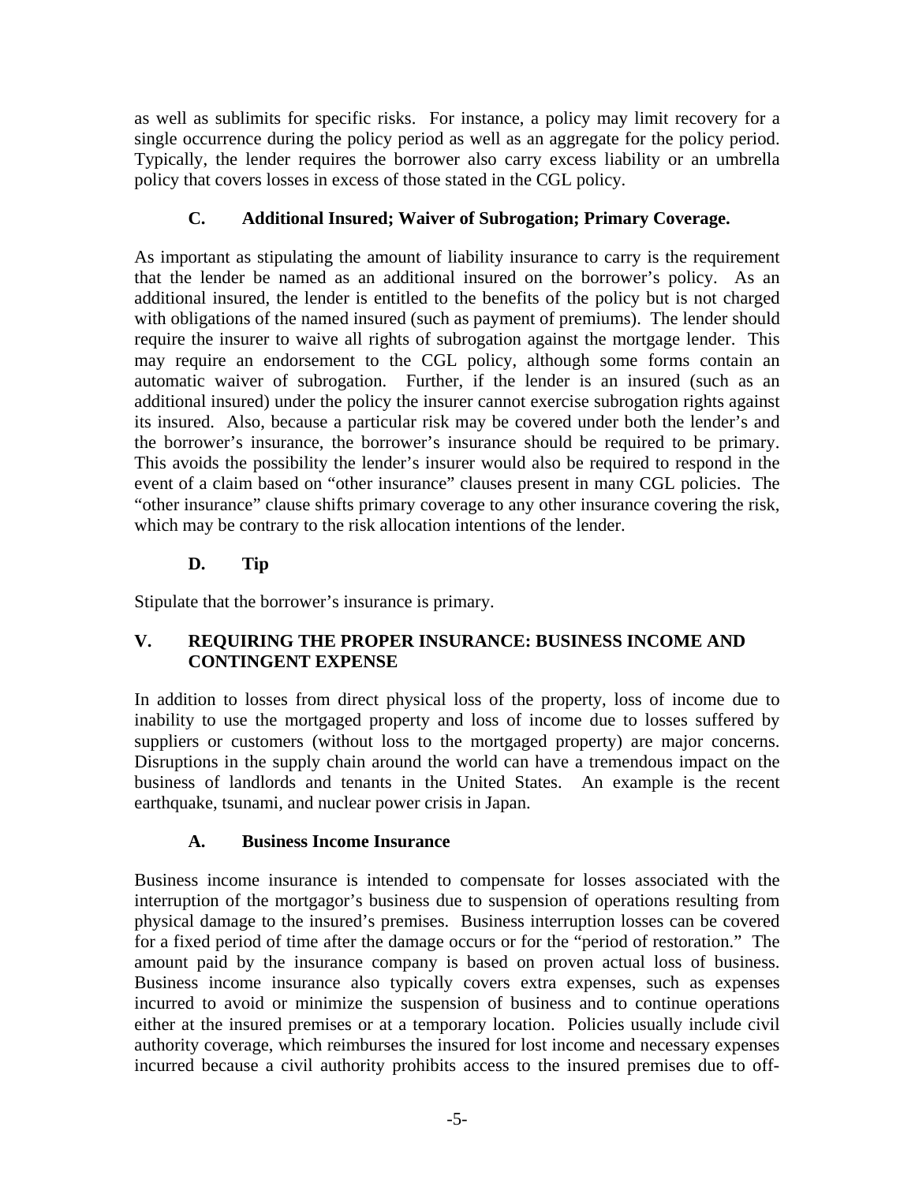as well as sublimits for specific risks. For instance, a policy may limit recovery for a single occurrence during the policy period as well as an aggregate for the policy period. Typically, the lender requires the borrower also carry excess liability or an umbrella policy that covers losses in excess of those stated in the CGL policy.

### C. Additional Insured; Waiver of Subrogation; Primary Coverage.

As important as stipulating the amount of liability insurance to carry is the requirement that the lender be named as an additional insured on the borrower's policy. As an additional insured, the lender is entitled to the benefits of the policy but is not charged with obligations of the named insured (such as payment of premiums). The lender should require the insurer to waive all rights of subrogation against the mortgage lender. This may require an endorsement to the CGL policy, although some forms contain an automatic waiver of subrogation. Further, if the lender is an insured (such as an additional insured) under the policy the insurer cannot exercise subrogation rights against its insured. Also, because a particular risk may be covered under both the lender's and the borrower's insurance, the borrower's insurance should be required to be primary. This avoids the possibility the lender's insurer would also be required to respond in the event of a claim based on "other insurance" clauses present in many CGL policies. The "other insurance" clause shifts primary coverage to any other insurance covering the risk, which may be contrary to the risk allocation intentions of the lender.

### D. Tip

Stipulate that the borrower's insurance is primary.

## V. REQUIRING THE PROPER INSURANCE: BUSINESS INCOME AND CONTINGENT EXPENSE

In addition to losses from direct physical loss of the property, loss of income due to inability to use the mortgaged property and loss of income due to losses suffered by suppliers or customers (without loss to the mortgaged property) are major concerns. Disruptions in the supply chain around the world can have a tremendous impact on the business of landlords and tenants in the United States. An example is the recent earthquake, tsunami, and nuclear power crisis in Japan.

### A. Business Income Insurance

Business income insurance is intended to compensate for losses associated with the interruption of the mortgagor's business due to suspension of operations resulting from physical damage to the insured's premises. Business interruption losses can be covered for a fixed period of time after the damage occurs or for the "period of restoration." The amount paid by the insurance company is based on proven actual loss of business. Business income insurance also typically covers extra expenses, such as expenses incurred to avoid or minimize the suspension of business and to continue operations either at the insured premises or at a temporary location. Policies usually include civil authority coverage, which reimburses the insured for lost income and necessary expenses incurred because a civil authority prohibits access to the insured premises due to off-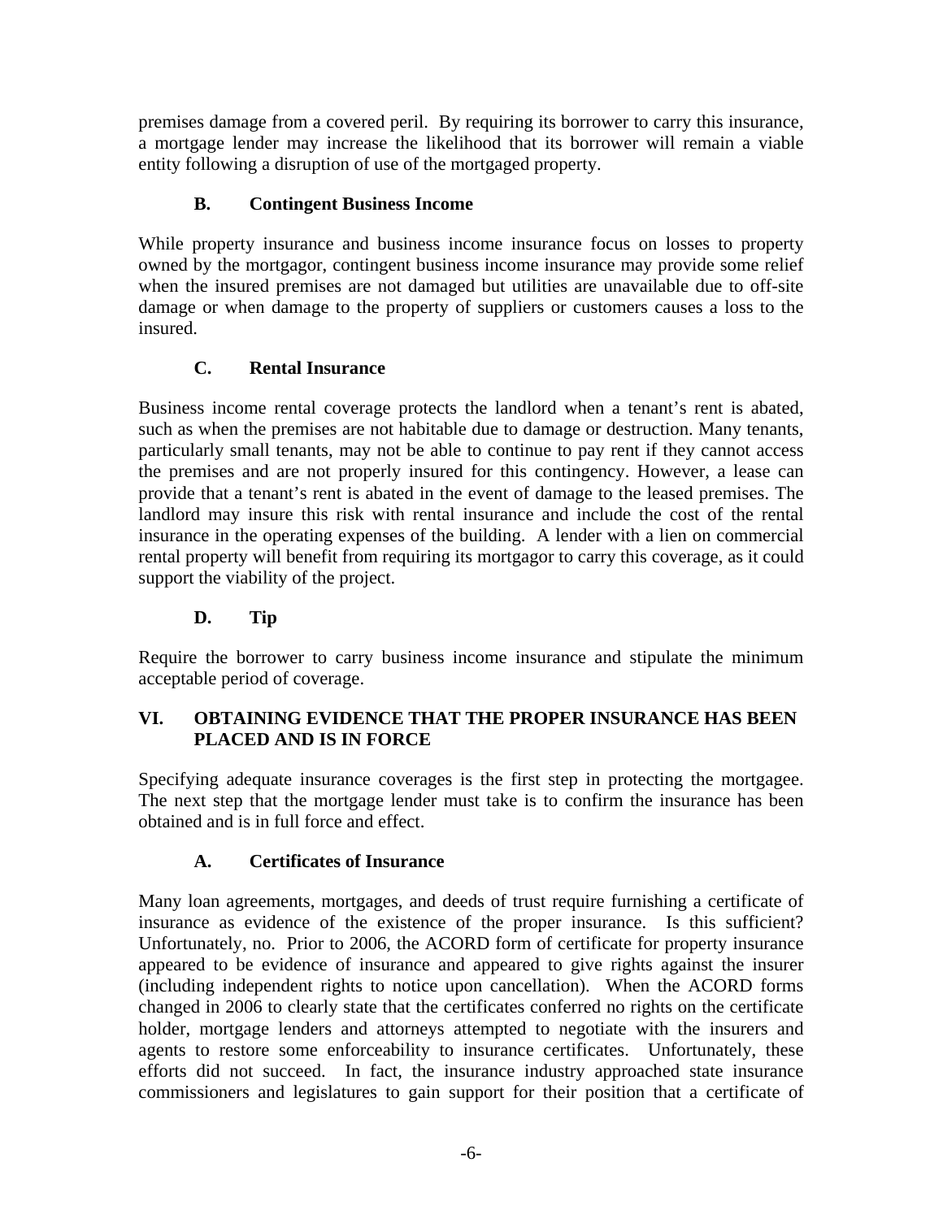premises damage from a covered peril. By requiring its borrower to carry this insurance, a mortgage lender may increase the likelihood that its borrower will remain a viable entity following a disruption of use of the mortgaged property.

### B. Contingent Business Income

While property insurance and business income insurance focus on losses to property owned by the mortgagor, contingent business income insurance may provide some relief when the insured premises are not damaged but utilities are unavailable due to off-site damage or when damage to the property of suppliers or customers causes a loss to the insured.

### C. Rental Insurance

Business income rental coverage protects the landlord when a tenant's rent is abated, such as when the premises are not habitable due to damage or destruction. Many tenants, particularly small tenants, may not be able to continue to pay rent if they cannot access the premises and are not properly insured for this contingency. However, a lease can provide that a tenant's rent is abated in the event of damage to the leased premises. The landlord may insure this risk with rental insurance and include the cost of the rental insurance in the operating expenses of the building. A lender with a lien on commercial rental property will benefit from requiring its mortgagor to carry this coverage, as it could support the viability of the project.

### D. Tip

Require the borrower to carry business income insurance and stipulate the minimum acceptable period of coverage.

## VI. OBTAINING EVIDENCE THAT THE PROPER INSURANCE HAS BEEN PLACED AND IS IN FORCE

Specifying adequate insurance coverages is the first step in protecting the mortgagee. The next step that the mortgage lender must take is to confirm the insurance has been obtained and is in full force and effect.

### A. Certificates of Insurance

Many loan agreements, mortgages, and deeds of trust require furnishing a certificate of insurance as evidence of the existence of the proper insurance. Is this sufficient? Unfortunately, no. Prior to 2006, the ACORD form of certificate for property insurance appeared to be evidence of insurance and appeared to give rights against the insurer (including independent rights to notice upon cancellation). When the ACORD forms changed in 2006 to clearly state that the certificates conferred no rights on the certificate holder, mortgage lenders and attorneys attempted to negotiate with the insurers and agents to restore some enforceability to insurance certificates. Unfortunately, these efforts did not succeed. In fact, the insurance industry approached state insurance commissioners and legislatures to gain support for their position that a certificate of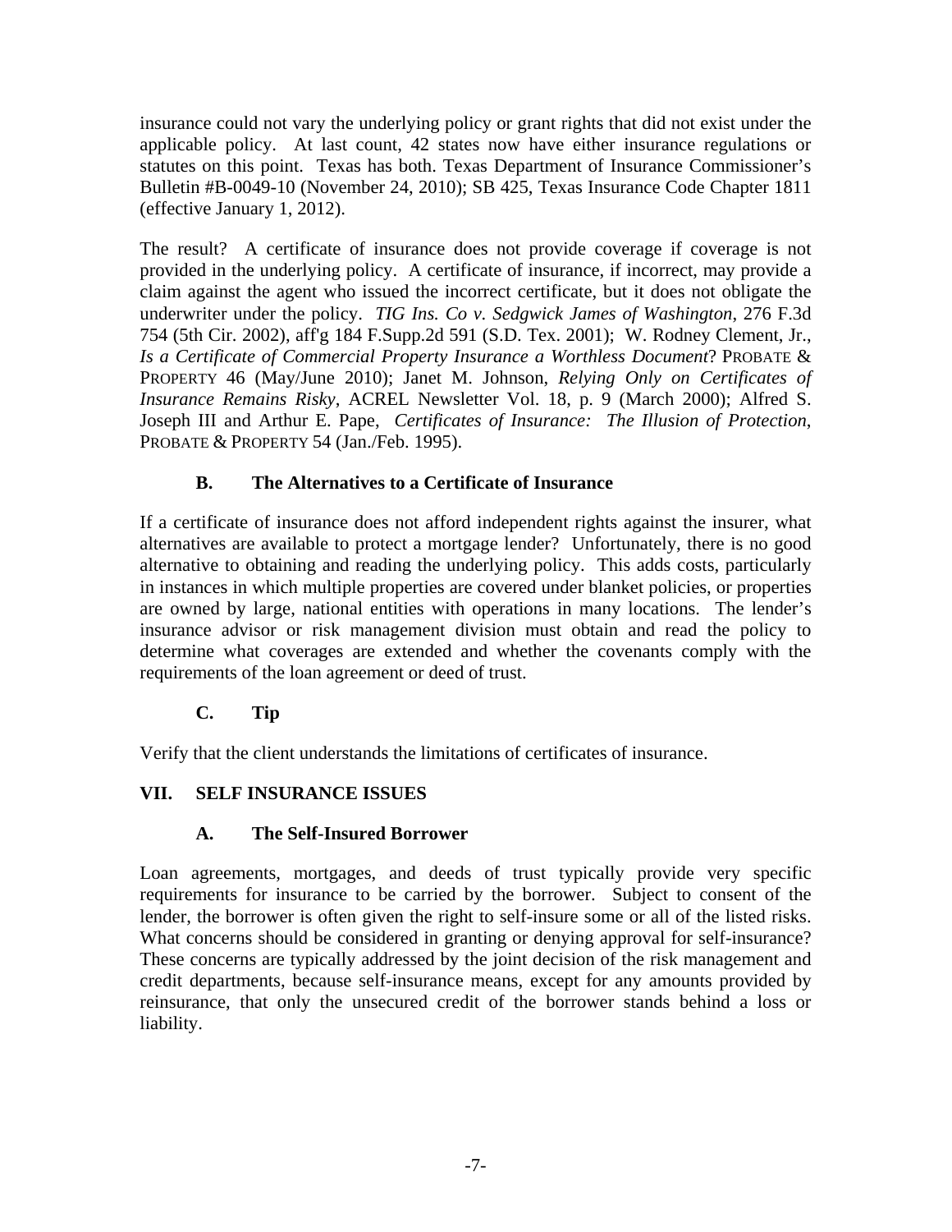insurance could not vary the underlying policy or grant rights that did not exist under the applicable policy. At last count, 42 states now have either insurance regulations or statutes on this point. Texas has both. Texas Department of Insurance Commissioner's Bulletin #B-0049-10 (November 24, 2010); SB 425, Texas Insurance Code Chapter 1811 (effective January 1, 2012).

The result? A certificate of insurance does not provide coverage if coverage is not provided in the underlying policy. A certificate of insurance, if incorrect, may provide a claim against the agent who issued the incorrect certificate, but it does not obligate the underwriter under the policy. *TIG Ins. Co v. Sedgwick James of Washington*, 276 F.3d 754 (5th Cir. 2002), aff'g 184 F.Supp.2d 591 (S.D. Tex. 2001); W. Rodney Clement, Jr., *Is a Certificate of Commercial Property Insurance a Worthless Document*? PROBATE & PROPERTY 46 (May/June 2010); Janet M. Johnson, *Relying Only on Certificates of Insurance Remains Risky*, ACREL Newsletter Vol. 18, p. 9 (March 2000); Alfred S. Joseph III and Arthur E. Pape, *Certificates of Insurance: The Illusion of Protection*, PROBATE & PROPERTY 54 (Jan./Feb. 1995).

### B. The Alternatives to a Certificate of Insurance

If a certificate of insurance does not afford independent rights against the insurer, what alternatives are available to protect a mortgage lender? Unfortunately, there is no good alternative to obtaining and reading the underlying policy. This adds costs, particularly in instances in which multiple properties are covered under blanket policies, or properties are owned by large, national entities with operations in many locations. The lender's insurance advisor or risk management division must obtain and read the policy to determine what coverages are extended and whether the covenants comply with the requirements of the loan agreement or deed of trust.

### C. Tip

Verify that the client understands the limitations of certificates of insurance.

## VII. SELF INSURANCE ISSUES

### A. The Self-Insured Borrower

Loan agreements, mortgages, and deeds of trust typically provide very specific requirements for insurance to be carried by the borrower. Subject to consent of the lender, the borrower is often given the right to self-insure some or all of the listed risks. What concerns should be considered in granting or denying approval for self-insurance? These concerns are typically addressed by the joint decision of the risk management and credit departments, because self-insurance means, except for any amounts provided by reinsurance, that only the unsecured credit of the borrower stands behind a loss or liability.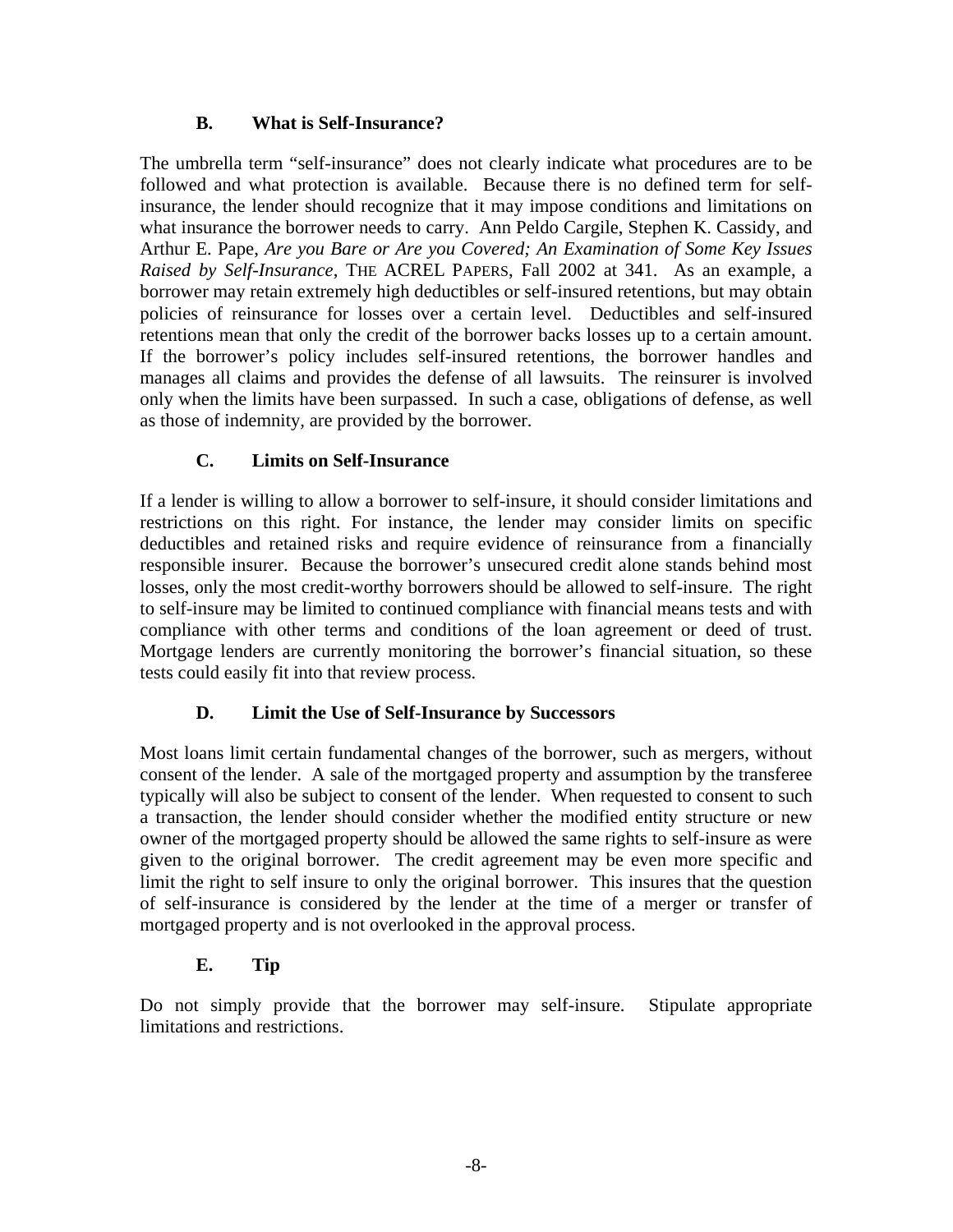### B. What is Self-Insurance?

The umbrella term "self-insurance" does not clearly indicate what procedures are to be followed and what protection is available. Because there is no defined term for self-insurance, the lender should recognize that it may impose conditions and limitations on what insurance the borrower needs to carry. Ann Peldo Cargile, Stephen K. Cassidy, and Arthur E. Pape, *Are you Bare or Are you Covered; An Examination of Some Key Issues Raised by Self-Insurance*, THE ACREL PAPERS, Fall 2002 at 341. As an example, a borrower may retain extremely high deductibles or self-insured retentions, but may obtain policies of reinsurance for losses over a certain level. Deductibles and self-insured retentions mean that only the credit of the borrower backs losses up to a certain amount. If the borrower's policy includes self-insured retentions, the borrower handles and manages all claims and provides the defense of all lawsuits. The reinsurer is involved only when the limits have been surpassed. In such a case, obligations of defense, as well as those of indemnity, are provided by the borrower.

### C. Limits on Self-Insurance

If a lender is willing to allow a borrower to self-insure, it should consider limitations and restrictions on this right. For instance, the lender may consider limits on specific deductibles and retained risks and require evidence of reinsurance from a financially responsible insurer. Because the borrower's unsecured credit alone stands behind most losses, only the most credit-worthy borrowers should be allowed to self-insure. The right to self-insure may be limited to continued compliance with financial means tests and with compliance with other terms and conditions of the loan agreement or deed of trust. Mortgage lenders are currently monitoring the borrower's financial situation, so these tests could easily fit into that review process.

### D. Limit the Use of Self-Insurance by Successors

Most loans limit certain fundamental changes of the borrower, such as mergers, without consent of the lender. A sale of the mortgaged property and assumption by the transferee typically will also be subject to consent of the lender. When requested to consent to such a transaction, the lender should consider whether the modified entity structure or new owner of the mortgaged property should be allowed the same rights to self-insure as were given to the original borrower. The credit agreement may be even more specific and limit the right to self insure to only the original borrower. This insures that the question of self-insurance is considered by the lender at the time of a merger or transfer of mortgaged property and is not overlooked in the approval process.

### E. Tip

Do not simply provide that the borrower may self-insure. Stipulate appropriate limitations and restrictions.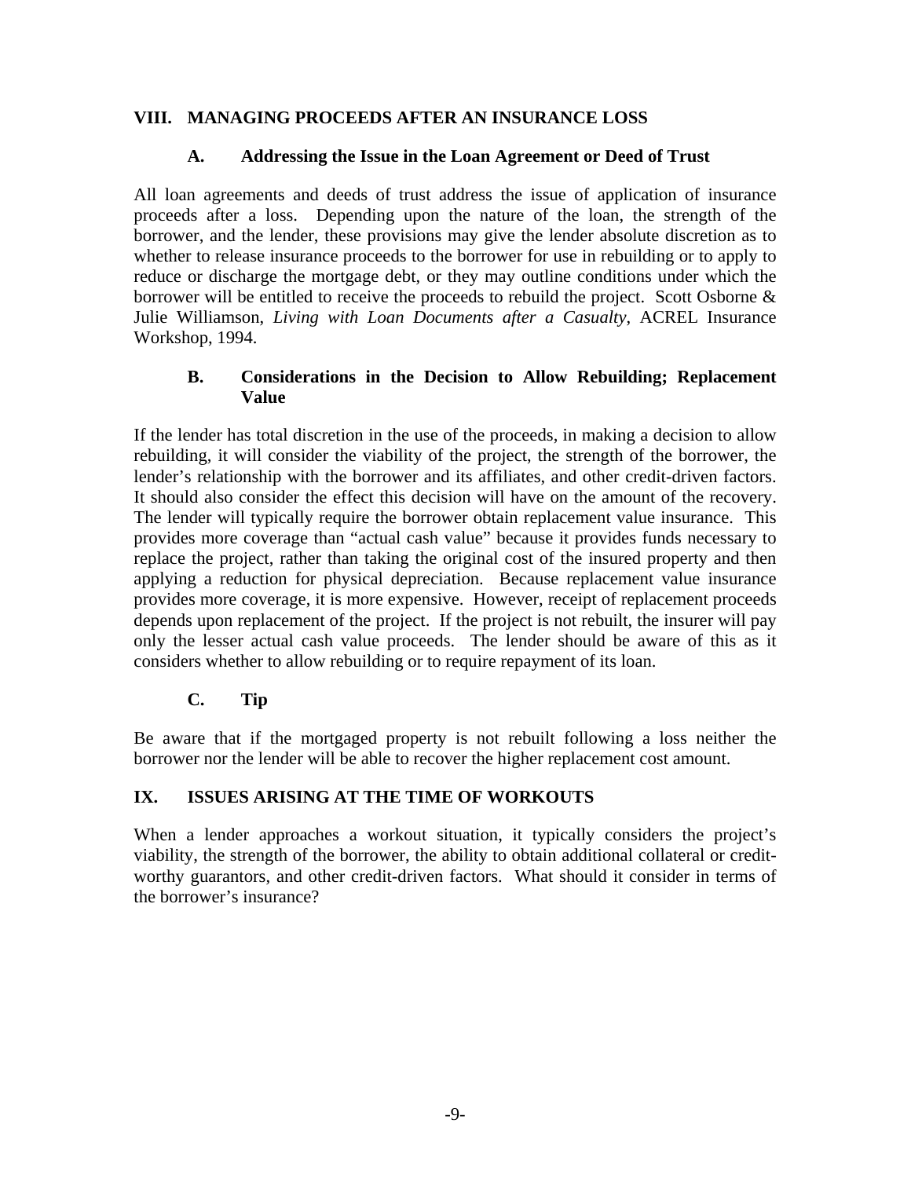## VIII. MANAGING PROCEEDS AFTER AN INSURANCE LOSS

### A. Addressing the Issue in the Loan Agreement or Deed of Trust

All loan agreements and deeds of trust address the issue of application of insurance proceeds after a loss. Depending upon the nature of the loan, the strength of the borrower, and the lender, these provisions may give the lender absolute discretion as to whether to release insurance proceeds to the borrower for use in rebuilding or to apply to reduce or discharge the mortgage debt, or they may outline conditions under which the borrower will be entitled to receive the proceeds to rebuild the project. Scott Osborne & Julie Williamson, *Living with Loan Documents after a Casualty*, ACREL Insurance Workshop, 1994.

### B. Considerations in the Decision to Allow Rebuilding; Replacement Value

If the lender has total discretion in the use of the proceeds, in making a decision to allow rebuilding, it will consider the viability of the project, the strength of the borrower, the lender's relationship with the borrower and its affiliates, and other credit-driven factors. It should also consider the effect this decision will have on the amount of the recovery. The lender will typically require the borrower obtain replacement value insurance. This provides more coverage than "actual cash value" because it provides funds necessary to replace the project, rather than taking the original cost of the insured property and then applying a reduction for physical depreciation. Because replacement value insurance provides more coverage, it is more expensive. However, receipt of replacement proceeds depends upon replacement of the project. If the project is not rebuilt, the insurer will pay only the lesser actual cash value proceeds. The lender should be aware of this as it considers whether to allow rebuilding or to require repayment of its loan.

### C. Tip

Be aware that if the mortgaged property is not rebuilt following a loss neither the borrower nor the lender will be able to recover the higher replacement cost amount.

## IX. ISSUES ARISING AT THE TIME OF WORKOUTS

When a lender approaches a workout situation, it typically considers the project's viability, the strength of the borrower, the ability to obtain additional collateral or credit-worthy guarantors, and other credit-driven factors. What should it consider in terms of the borrower's insurance?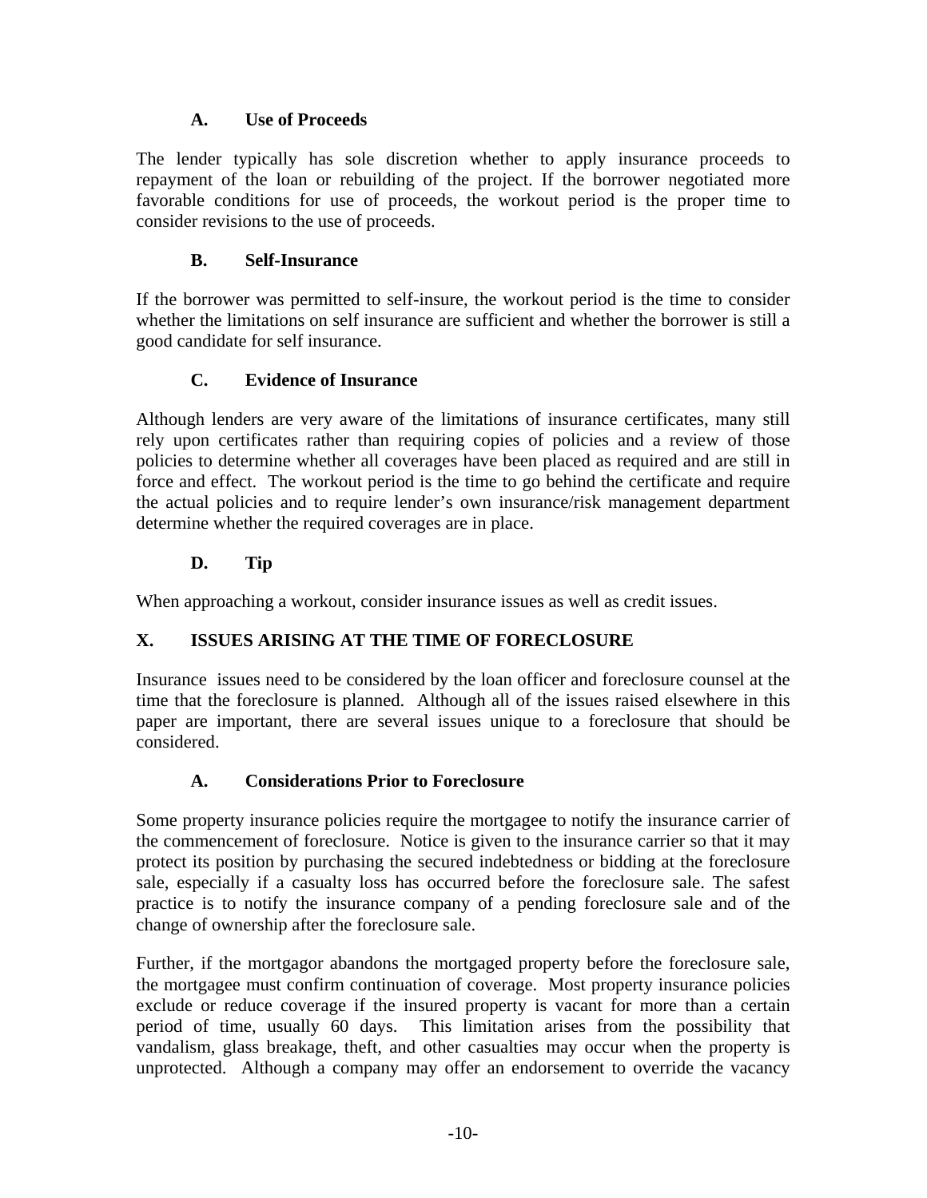### A. Use of Proceeds

The lender typically has sole discretion whether to apply insurance proceeds to repayment of the loan or rebuilding of the project. If the borrower negotiated more favorable conditions for use of proceeds, the workout period is the proper time to consider revisions to the use of proceeds.

### B. Self-Insurance

If the borrower was permitted to self-insure, the workout period is the time to consider whether the limitations on self insurance are sufficient and whether the borrower is still a good candidate for self insurance.

### C. Evidence of Insurance

Although lenders are very aware of the limitations of insurance certificates, many still rely upon certificates rather than requiring copies of policies and a review of those policies to determine whether all coverages have been placed as required and are still in force and effect. The workout period is the time to go behind the certificate and require the actual policies and to require lender's own insurance/risk management department determine whether the required coverages are in place.

### D. Tip

When approaching a workout, consider insurance issues as well as credit issues.

## X. ISSUES ARISING AT THE TIME OF FORECLOSURE

Insurance issues need to be considered by the loan officer and foreclosure counsel at the time that the foreclosure is planned. Although all of the issues raised elsewhere in this paper are important, there are several issues unique to a foreclosure that should be considered.

### A. Considerations Prior to Foreclosure

Some property insurance policies require the mortgagee to notify the insurance carrier of the commencement of foreclosure. Notice is given to the insurance carrier so that it may protect its position by purchasing the secured indebtedness or bidding at the foreclosure sale, especially if a casualty loss has occurred before the foreclosure sale. The safest practice is to notify the insurance company of a pending foreclosure sale and of the change of ownership after the foreclosure sale.

Further, if the mortgagor abandons the mortgaged property before the foreclosure sale, the mortgagee must confirm continuation of coverage. Most property insurance policies exclude or reduce coverage if the insured property is vacant for more than a certain period of time, usually 60 days. This limitation arises from the possibility that vandalism, glass breakage, theft, and other casualties may occur when the property is unprotected. Although a company may offer an endorsement to override the vacancy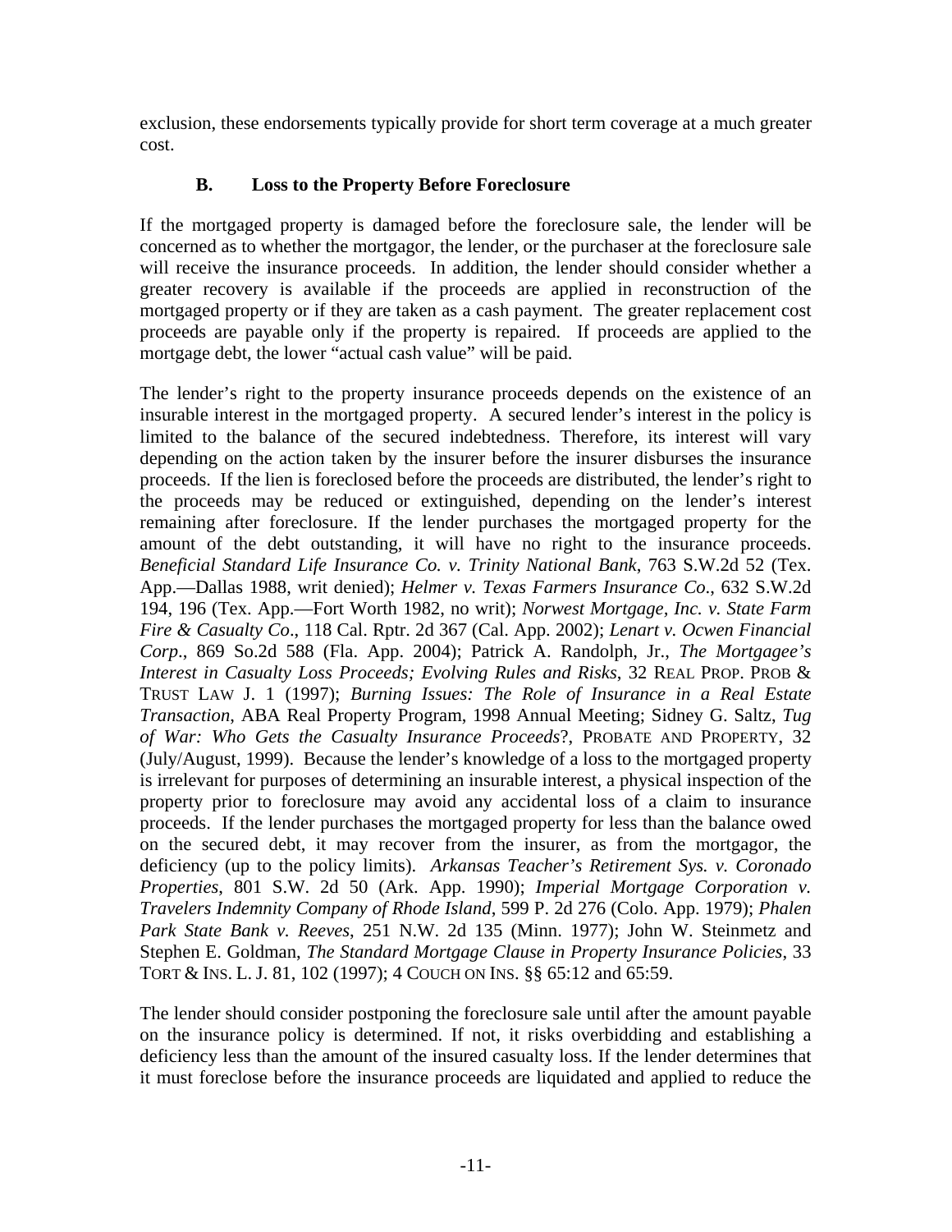exclusion, these endorsements typically provide for short term coverage at a much greater cost.

### B. Loss to the Property Before Foreclosure

If the mortgaged property is damaged before the foreclosure sale, the lender will be concerned as to whether the mortgagor, the lender, or the purchaser at the foreclosure sale will receive the insurance proceeds. In addition, the lender should consider whether a greater recovery is available if the proceeds are applied in reconstruction of the mortgaged property or if they are taken as a cash payment. The greater replacement cost proceeds are payable only if the property is repaired. If proceeds are applied to the mortgage debt, the lower "actual cash value" will be paid.

The lender's right to the property insurance proceeds depends on the existence of an insurable interest in the mortgaged property. A secured lender's interest in the policy is limited to the balance of the secured indebtedness. Therefore, its interest will vary depending on the action taken by the insurer before the insurer disburses the insurance proceeds. If the lien is foreclosed before the proceeds are distributed, the lender's right to the proceeds may be reduced or extinguished, depending on the lender's interest remaining after foreclosure. If the lender purchases the mortgaged property for the amount of the debt outstanding, it will have no right to the insurance proceeds. *Beneficial Standard Life Insurance Co. v. Trinity National Bank*, 763 S.W.2d 52 (Tex. App.—Dallas 1988, writ denied); *Helmer v. Texas Farmers Insurance Co*., 632 S.W.2d 194, 196 (Tex. App.—Fort Worth 1982, no writ); *Norwest Mortgage, Inc. v. State Farm Fire & Casualty Co*., 118 Cal. Rptr. 2d 367 (Cal. App. 2002); *Lenart v. Ocwen Financial Corp*., 869 So.2d 588 (Fla. App. 2004); Patrick A. Randolph, Jr., *The Mortgagee's Interest in Casualty Loss Proceeds; Evolving Rules and Risks*, 32 REAL PROP. PROB & TRUST LAW J. 1 (1997); *Burning Issues: The Role of Insurance in a Real Estate Transaction*, ABA Real Property Program, 1998 Annual Meeting; Sidney G. Saltz, *Tug of War: Who Gets the Casualty Insurance Proceeds*?, PROBATE AND PROPERTY, 32 (July/August, 1999). Because the lender's knowledge of a loss to the mortgaged property is irrelevant for purposes of determining an insurable interest, a physical inspection of the property prior to foreclosure may avoid any accidental loss of a claim to insurance proceeds. If the lender purchases the mortgaged property for less than the balance owed on the secured debt, it may recover from the insurer, as from the mortgagor, the deficiency (up to the policy limits). *Arkansas Teacher's Retirement Sys. v. Coronado Properties*, 801 S.W. 2d 50 (Ark. App. 1990); *Imperial Mortgage Corporation v. Travelers Indemnity Company of Rhode Island*, 599 P. 2d 276 (Colo. App. 1979); *Phalen Park State Bank v. Reeves*, 251 N.W. 2d 135 (Minn. 1977); John W. Steinmetz and Stephen E. Goldman, *The Standard Mortgage Clause in Property Insurance Policies*, 33 TORT & INS. L. J. 81, 102 (1997); 4 COUCH ON INS. §§ 65:12 and 65:59.

The lender should consider postponing the foreclosure sale until after the amount payable on the insurance policy is determined. If not, it risks overbidding and establishing a deficiency less than the amount of the insured casualty loss. If the lender determines that it must foreclose before the insurance proceeds are liquidated and applied to reduce the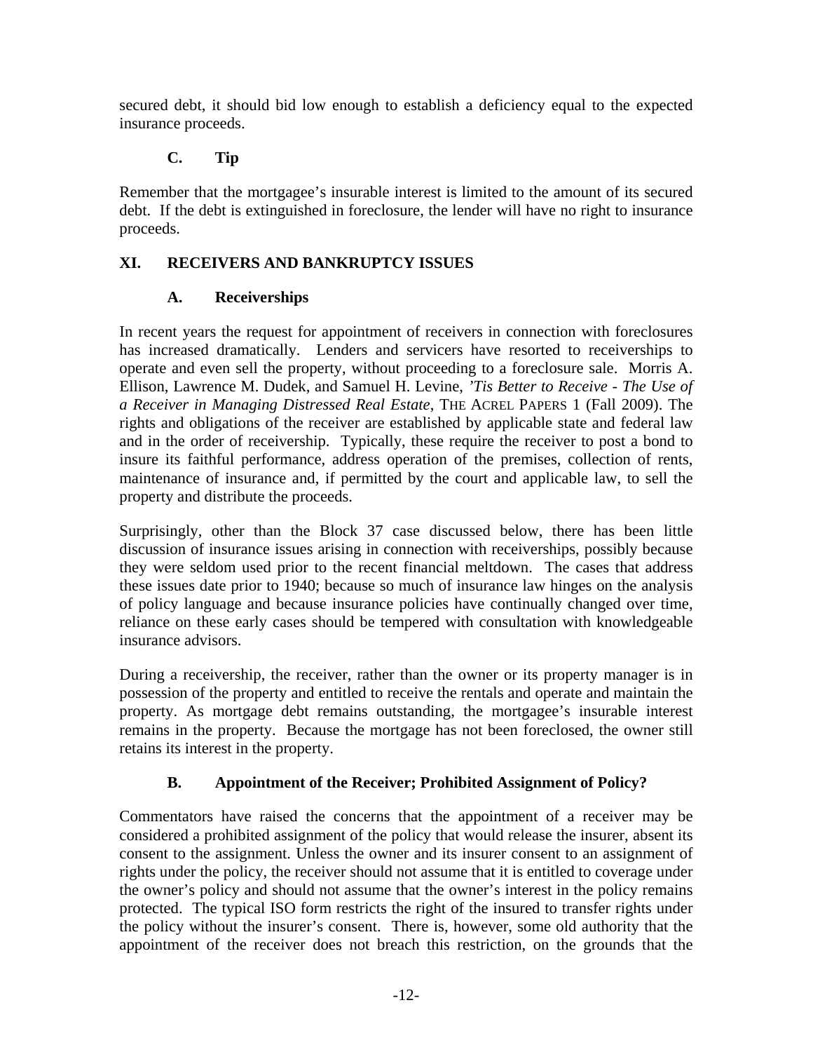secured debt, it should bid low enough to establish a deficiency equal to the expected insurance proceeds.

### C. Tip

Remember that the mortgagee's insurable interest is limited to the amount of its secured debt. If the debt is extinguished in foreclosure, the lender will have no right to insurance proceeds.

## XI. RECEIVERS AND BANKRUPTCY ISSUES

### A. Receiverships

In recent years the request for appointment of receivers in connection with foreclosures has increased dramatically. Lenders and servicers have resorted to receiverships to operate and even sell the property, without proceeding to a foreclosure sale. Morris A. Ellison, Lawrence M. Dudek, and Samuel H. Levine, *'Tis Better to Receive - The Use of a Receiver in Managing Distressed Real Estate*, THE ACREL PAPERS 1 (Fall 2009). The rights and obligations of the receiver are established by applicable state and federal law and in the order of receivership. Typically, these require the receiver to post a bond to insure its faithful performance, address operation of the premises, collection of rents, maintenance of insurance and, if permitted by the court and applicable law, to sell the property and distribute the proceeds.

Surprisingly, other than the Block 37 case discussed below, there has been little discussion of insurance issues arising in connection with receiverships, possibly because they were seldom used prior to the recent financial meltdown. The cases that address these issues date prior to 1940; because so much of insurance law hinges on the analysis of policy language and because insurance policies have continually changed over time, reliance on these early cases should be tempered with consultation with knowledgeable insurance advisors.

During a receivership, the receiver, rather than the owner or its property manager is in possession of the property and entitled to receive the rentals and operate and maintain the property. As mortgage debt remains outstanding, the mortgagee's insurable interest remains in the property. Because the mortgage has not been foreclosed, the owner still retains its interest in the property.

### B. Appointment of the Receiver; Prohibited Assignment of Policy?

Commentators have raised the concerns that the appointment of a receiver may be considered a prohibited assignment of the policy that would release the insurer, absent its consent to the assignment. Unless the owner and its insurer consent to an assignment of rights under the policy, the receiver should not assume that it is entitled to coverage under the owner's policy and should not assume that the owner's interest in the policy remains protected. The typical ISO form restricts the right of the insured to transfer rights under the policy without the insurer's consent. There is, however, some old authority that the appointment of the receiver does not breach this restriction, on the grounds that the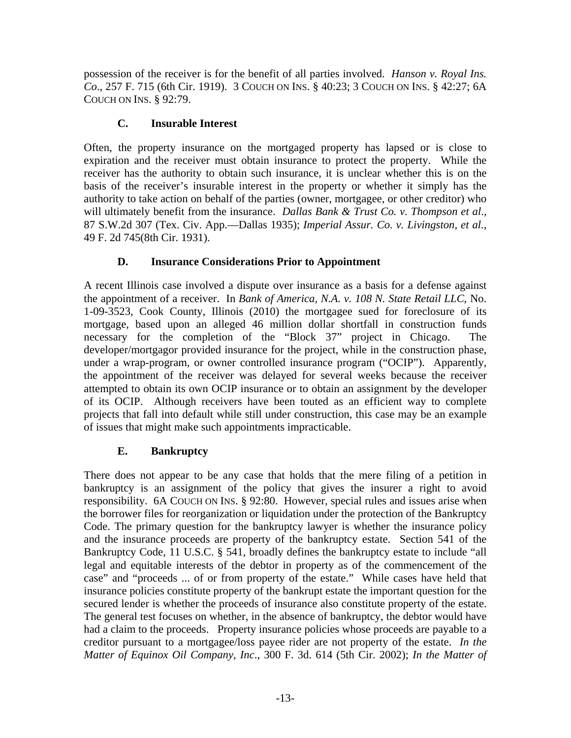possession of the receiver is for the benefit of all parties involved. *Hanson v. Royal Ins. Co*., 257 F. 715 (6th Cir. 1919). 3 COUCH ON INS. § 40:23; 3 COUCH ON INS. § 42:27; 6A COUCH ON INS. § 92:79.

### C. Insurable Interest

Often, the property insurance on the mortgaged property has lapsed or is close to expiration and the receiver must obtain insurance to protect the property. While the receiver has the authority to obtain such insurance, it is unclear whether this is on the basis of the receiver's insurable interest in the property or whether it simply has the authority to take action on behalf of the parties (owner, mortgagee, or other creditor) who will ultimately benefit from the insurance. *Dallas Bank & Trust Co. v. Thompson et al*., 87 S.W.2d 307 (Tex. Civ. App.—Dallas 1935); *Imperial Assur. Co. v. Livingston, et al.*, 49 F. 2d 745(8th Cir. 1931).

### D. Insurance Considerations Prior to Appointment

A recent Illinois case involved a dispute over insurance as a basis for a defense against the appointment of a receiver. In *Bank of America, N.A. v. 108 N. State Retail LLC*, No. 1-09-3523, Cook County, Illinois (2010) the mortgagee sued for foreclosure of its mortgage, based upon an alleged 46 million dollar shortfall in construction funds necessary for the completion of the "Block 37" project in Chicago. The developer/mortgagor provided insurance for the project, while in the construction phase, under a wrap-program, or owner controlled insurance program ("OCIP"). Apparently, the appointment of the receiver was delayed for several weeks because the receiver attempted to obtain its own OCIP insurance or to obtain an assignment by the developer of its OCIP. Although receivers have been touted as an efficient way to complete projects that fall into default while still under construction, this case may be an example of issues that might make such appointments impracticable.

### E. Bankruptcy

There does not appear to be any case that holds that the mere filing of a petition in bankruptcy is an assignment of the policy that gives the insurer a right to avoid responsibility. 6A COUCH ON INS. § 92:80. However, special rules and issues arise when the borrower files for reorganization or liquidation under the protection of the Bankruptcy Code. The primary question for the bankruptcy lawyer is whether the insurance policy and the insurance proceeds are property of the bankruptcy estate. Section 541 of the Bankruptcy Code, 11 U.S.C. § 541, broadly defines the bankruptcy estate to include "all legal and equitable interests of the debtor in property as of the commencement of the case" and "proceeds ... of or from property of the estate." While cases have held that insurance policies constitute property of the bankrupt estate the important question for the secured lender is whether the proceeds of insurance also constitute property of the estate. The general test focuses on whether, in the absence of bankruptcy, the debtor would have had a claim to the proceeds. Property insurance policies whose proceeds are payable to a creditor pursuant to a mortgagee/loss payee rider are not property of the estate. *In the Matter of Equinox Oil Company, Inc*., 300 F. 3d. 614 (5th Cir. 2002); *In the Matter of*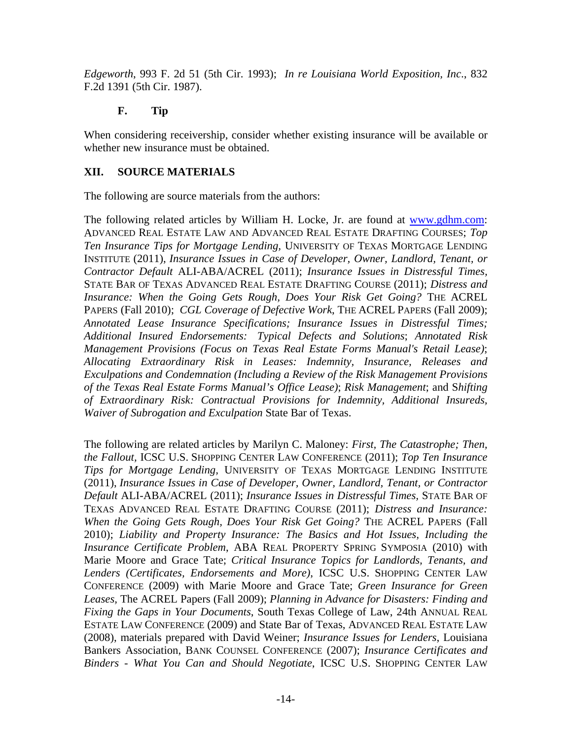*Edgeworth*, 993 F. 2d 51 (5th Cir. 1993); *In re Louisiana World Exposition, Inc*., 832 F.2d 1391 (5th Cir. 1987).

### F. Tip

When considering receivership, consider whether existing insurance will be available or whether new insurance must be obtained.

## XII. SOURCE MATERIALS

The following are source materials from the authors:

The following related articles by William H. Locke, Jr. are found at www.gdhm.com: ADVANCED REAL ESTATE LAW AND ADVANCED REAL ESTATE DRAFTING COURSES; *Top Ten Insurance Tips for Mortgage Lending,* UNIVERSITY OF TEXAS MORTGAGE LENDING INSTITUTE (2011), *Insurance Issues in Case of Developer, Owner, Landlord, Tenant, or Contractor Default* ALI-ABA/ACREL (2011); *Insurance Issues in Distressful Times,* STATE BAR OF TEXAS ADVANCED REAL ESTATE DRAFTING COURSE (2011); *Distress and Insurance: When the Going Gets Rough, Does Your Risk Get Going?* THE ACREL PAPERS (Fall 2010); *CGL Coverage of Defective Work*, THE ACREL PAPERS (Fall 2009); *Annotated Lease Insurance Specifications; Insurance Issues in Distressful Times; Additional Insured Endorsements: Typical Defects and Solutions*; *Annotated Risk Management Provisions (Focus on Texas Real Estate Forms Manual's Retail Lease)*; *Allocating Extraordinary Risk in Leases: Indemnity, Insurance, Releases and Exculpations and Condemnation (Including a Review of the Risk Management Provisions of the Texas Real Estate Forms Manual's Office Lease)*; *Risk Management*; and S*hifting of Extraordinary Risk: Contractual Provisions for Indemnity, Additional Insureds, Waiver of Subrogation and Exculpation* State Bar of Texas.

The following are related articles by Marilyn C. Maloney: *First, The Catastrophe; Then, the Fallout,* ICSC U.S. SHOPPING CENTER LAW CONFERENCE (2011); *Top Ten Insurance Tips for Mortgage Lending,* UNIVERSITY OF TEXAS MORTGAGE LENDING INSTITUTE (2011), *Insurance Issues in Case of Developer, Owner, Landlord, Tenant, or Contractor Default* ALI-ABA/ACREL (2011); *Insurance Issues in Distressful Times,* STATE BAR OF TEXAS ADVANCED REAL ESTATE DRAFTING COURSE (2011); *Distress and Insurance: When the Going Gets Rough, Does Your Risk Get Going?* THE ACREL PAPERS (Fall 2010); *Liability and Property Insurance: The Basics and Hot Issues, Including the Insurance Certificate Problem*, ABA REAL PROPERTY SPRING SYMPOSIA (2010) with Marie Moore and Grace Tate; *Critical Insurance Topics for Landlords, Tenants, and Lenders (Certificates, Endorsements and More)*, ICSC U.S. SHOPPING CENTER LAW CONFERENCE (2009) with Marie Moore and Grace Tate; *Green Insurance for Green Leases,* The ACREL Papers (Fall 2009); *Planning in Advance for Disasters: Finding and Fixing the Gaps in Your Documents*, South Texas College of Law, 24th ANNUAL REAL ESTATE LAW CONFERENCE (2009) and State Bar of Texas, ADVANCED REAL ESTATE LAW (2008), materials prepared with David Weiner; *Insurance Issues for Lenders*, Louisiana Bankers Association, BANK COUNSEL CONFERENCE (2007); *Insurance Certificates and Binders - What You Can and Should Negotiate*, ICSC U.S. SHOPPING CENTER LAW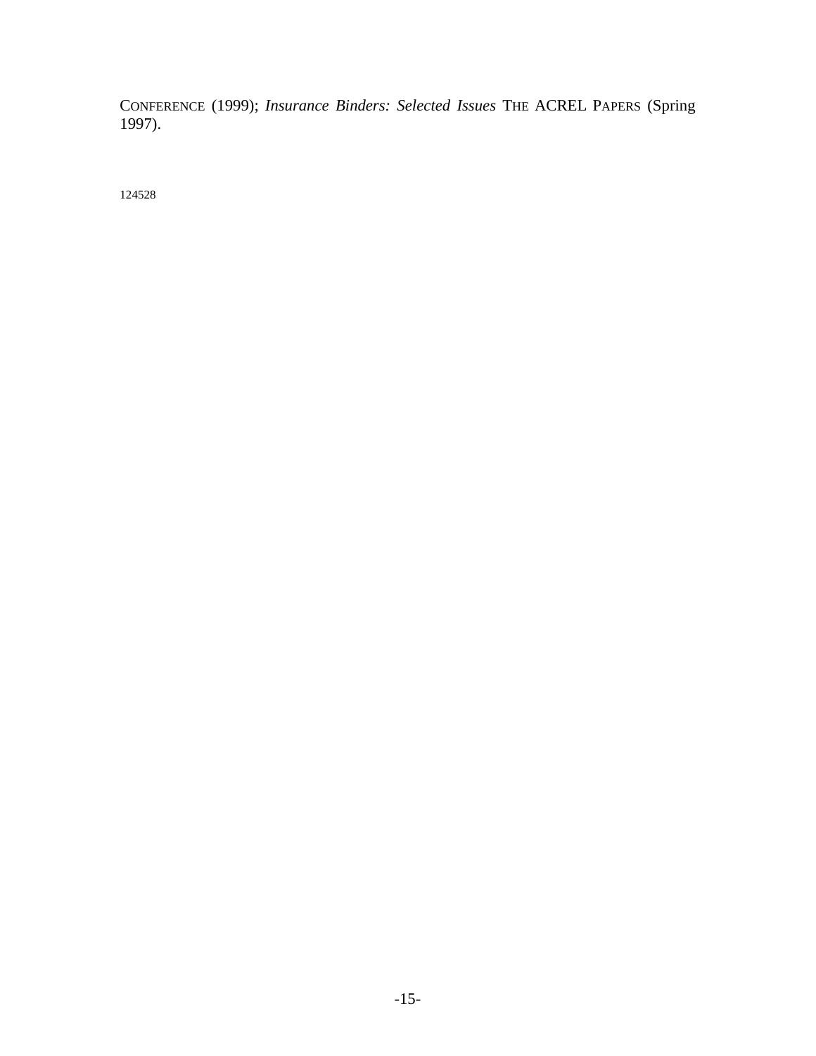CONFERENCE (1999); *Insurance Binders: Selected Issues* THE ACREL PAPERS (Spring 1997).

124528